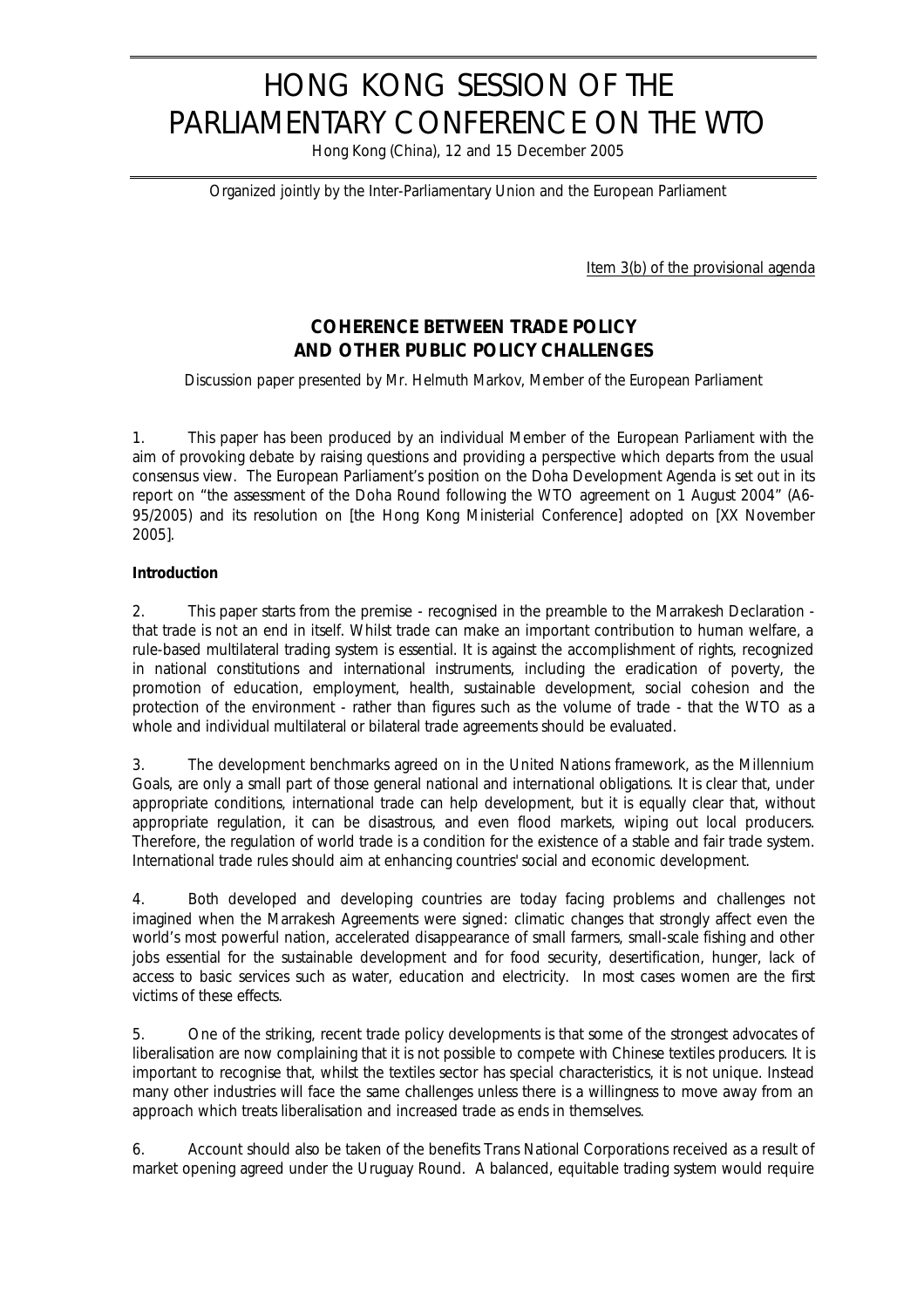# HONG KONG SESSION OF THE PARLIAMENTARY CONFERENCE ON THE WTO

Hong Kong (China), 12 and 15 December 2005

Organized jointly by the Inter-Parliamentary Union and the European Parliament

Item 3(b) of the provisional agenda

## COHERENCE BETWEEN TRADE POLICY AND OTHER PUBLIC POLICY CHALLENGES

Discussion paper presented by Mr. Helmuth Markov, Member of the European Parliament

1. This paper has been produced by an individual Member of the European Parliament with the aim of provoking debate by raising questions and providing a perspective which departs from the usual consensus view. The European Parliament's position on the Doha Development Agenda is set out in its report on "the assessment of the Doha Round following the WTO agreement on 1 August 2004" (A6-95/2005) and its resolution on [the Hong Kong Ministerial Conference] adopted on [XX November 2005].

**Introduction**

2. This paper starts from the premise - recognised in the preamble to the Marrakesh Declaration - that trade is not an end in itself. Whilst trade can make an important contribution to human welfare, a rule-based multilateral trading system is essential. It is against the accomplishment of rights, recognized in national constitutions and international instruments, including the eradication of poverty, the promotion of education, employment, health, sustainable development, social cohesion and the protection of the environment - rather than figures such as the volume of trade - that the WTO as a whole and individual multilateral or bilateral trade agreements should be evaluated.

3. The development benchmarks agreed on in the United Nations framework, as the Millennium Goals, are only a small part of those general national and international obligations. It is clear that, under appropriate conditions, international trade can help development, but it is equally clear that, without appropriate regulation, it can be disastrous, and even flood markets, wiping out local producers. Therefore, the regulation of world trade is a condition for the existence of a stable and fair trade system. International trade rules should aim at enhancing countries' social and economic development.

4. Both developed and developing countries are today facing problems and challenges not imagined when the Marrakesh Agreements were signed: climatic changes that strongly affect even the world's most powerful nation, accelerated disappearance of small farmers, small-scale fishing and other jobs essential for the sustainable development and for food security, desertification, hunger, lack of access to basic services such as water, education and electricity. In most cases women are the first victims of these effects.

5. One of the striking, recent trade policy developments is that some of the strongest advocates of liberalisation are now complaining that it is not possible to compete with Chinese textiles producers. It is important to recognise that, whilst the textiles sector has special characteristics, it is not unique. Instead many other industries will face the same challenges unless there is a willingness to move away from an approach which treats liberalisation and increased trade as ends in themselves.

6. Account should also be taken of the benefits Trans National Corporations received as a result of market opening agreed under the Uruguay Round. A balanced, equitable trading system would require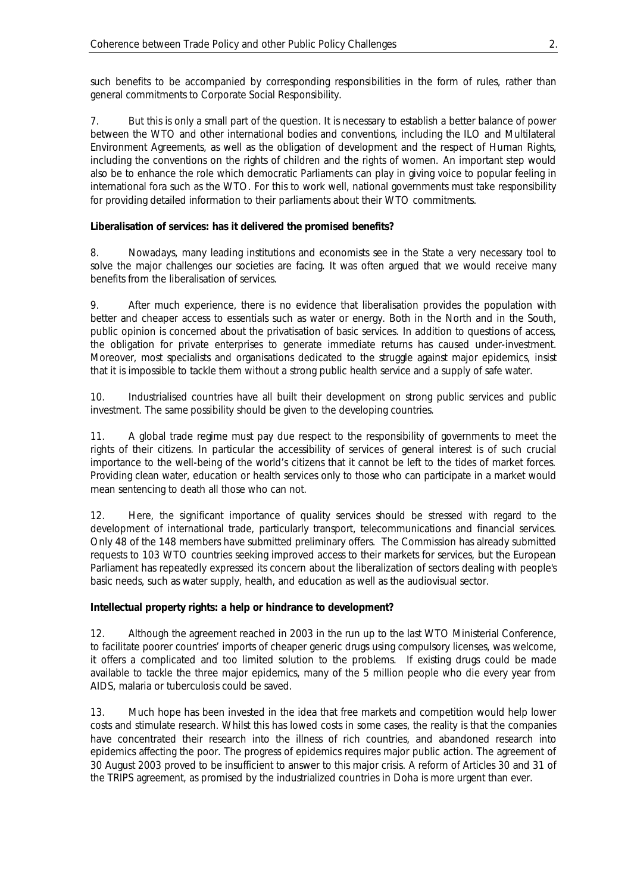such benefits to be accompanied by corresponding responsibilities in the form of rules, rather than general commitments to Corporate Social Responsibility.

7. But this is only a small part of the question. It is necessary to establish a better balance of power between the WTO and other international bodies and conventions, including the ILO and Multilateral Environment Agreements, as well as the obligation of development and the respect of Human Rights, including the conventions on the rights of children and the rights of women. An important step would also be to enhance the role which democratic Parliaments can play in giving voice to popular feeling in international fora such as the WTO. For this to work well, national governments must take responsibility for providing detailed information to their parliaments about their WTO commitments.

**Liberalisation of services: has it delivered the promised benefits?**

8. Nowadays, many leading institutions and economists see in the State a very necessary tool to solve the major challenges our societies are facing. It was often argued that we would receive many benefits from the liberalisation of services.

9. After much experience, there is no evidence that liberalisation provides the population with better and cheaper access to essentials such as water or energy. Both in the North and in the South, public opinion is concerned about the privatisation of basic services. In addition to questions of access, the obligation for private enterprises to generate immediate returns has caused under-investment. Moreover, most specialists and organisations dedicated to the struggle against major epidemics, insist that it is impossible to tackle them without a strong public health service and a supply of safe water.

10. Industrialised countries have all built their development on strong public services and public investment. The same possibility should be given to the developing countries.

11. A global trade regime must pay due respect to the responsibility of governments to meet the rights of their citizens. In particular the accessibility of services of general interest is of such crucial importance to the well-being of the world's citizens that it cannot be left to the tides of market forces. Providing clean water, education or health services only to those who can participate in a market would mean sentencing to death all those who can not.

12. Here, the significant importance of quality services should be stressed with regard to the development of international trade, particularly transport, telecommunications and financial services. Only 48 of the 148 members have submitted preliminary offers. The Commission has already submitted requests to 103 WTO countries seeking improved access to their markets for services, but the European Parliament has repeatedly expressed its concern about the liberalization of sectors dealing with people's basic needs, such as water supply, health, and education as well as the audiovisual sector.

**Intellectual property rights: a help or hindrance to development?**

12. Although the agreement reached in 2003 in the run up to the last WTO Ministerial Conference, to facilitate poorer countries' imports of cheaper generic drugs using compulsory licenses, was welcome, it offers a complicated and too limited solution to the problems. If existing drugs could be made available to tackle the three major epidemics, many of the 5 million people who die every year from AIDS, malaria or tuberculosis could be saved.

13. Much hope has been invested in the idea that free markets and competition would help lower costs and stimulate research. Whilst this has lowed costs in some cases, the reality is that the companies have concentrated their research into the illness of rich countries, and abandoned research into epidemics affecting the poor. The progress of epidemics requires major public action. The agreement of 30 August 2003 proved to be insufficient to answer to this major crisis. A reform of Articles 30 and 31 of the TRIPS agreement, as promised by the industrialized countries in Doha is more urgent than ever.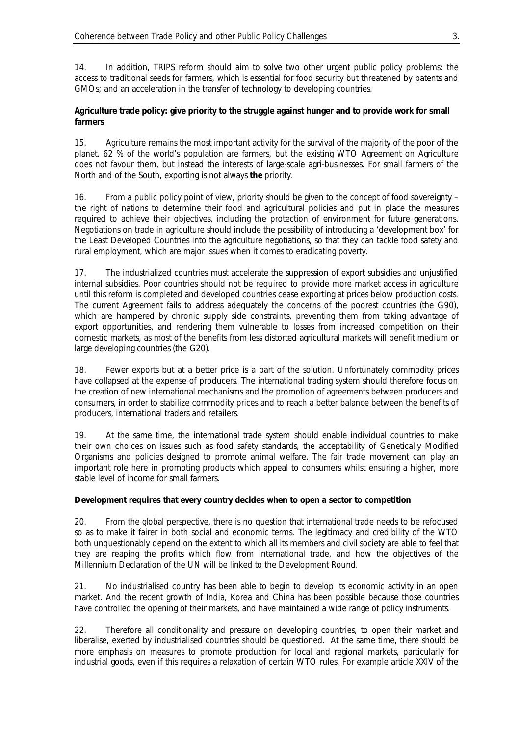14. In addition, TRIPS reform should aim to solve two other urgent public policy problems: the access to traditional seeds for farmers, which is essential for food security but threatened by patents and GMOs; and an acceleration in the transfer of technology to developing countries.

**Agriculture trade policy: give priority to the struggle against hunger and to provide work for small farmers**

15. Agriculture remains the most important activity for the survival of the majority of the poor of the planet. 62 % of the world's population are farmers, but the existing WTO Agreement on Agriculture does not favour them, but instead the interests of large-scale agri-businesses. For small farmers of the North and of the South, exporting is not always **the** priority.

16. From a public policy point of view, priority should be given to the concept of food sovereignty – the right of nations to determine their food and agricultural policies and put in place the measures required to achieve their objectives, including the protection of environment for future generations. Negotiations on trade in agriculture should include the possibility of introducing a 'development box' for the Least Developed Countries into the agriculture negotiations, so that they can tackle food safety and rural employment, which are major issues when it comes to eradicating poverty.

17. The industrialized countries must accelerate the suppression of export subsidies and unjustified internal subsidies. Poor countries should not be required to provide more market access in agriculture until this reform is completed and developed countries cease exporting at prices below production costs. The current Agreement fails to address adequately the concerns of the poorest countries (the G90), which are hampered by chronic supply side constraints, preventing them from taking advantage of export opportunities, and rendering them vulnerable to losses from increased competition on their domestic markets, as most of the benefits from less distorted agricultural markets will benefit medium or large developing countries (the G20).

18. Fewer exports but at a better price is a part of the solution. Unfortunately commodity prices have collapsed at the expense of producers. The international trading system should therefore focus on the creation of new international mechanisms and the promotion of agreements between producers and consumers, in order to stabilize commodity prices and to reach a better balance between the benefits of producers, international traders and retailers.

19. At the same time, the international trade system should enable individual countries to make their own choices on issues such as food safety standards, the acceptability of Genetically Modified Organisms and policies designed to promote animal welfare. The fair trade movement can play an important role here in promoting products which appeal to consumers whilst ensuring a higher, more stable level of income for small farmers.

**Development requires that every country decides when to open a sector to competition**

20. From the global perspective, there is no question that international trade needs to be refocused so as to make it fairer in both social and economic terms. The legitimacy and credibility of the WTO both unquestionably depend on the extent to which all its members and civil society are able to feel that they are reaping the profits which flow from international trade, and how the objectives of the Millennium Declaration of the UN will be linked to the Development Round.

21. No industrialised country has been able to begin to develop its economic activity in an open market. And the recent growth of India, Korea and China has been possible because those countries have controlled the opening of their markets, and have maintained a wide range of policy instruments.

22. Therefore all conditionality and pressure on developing countries, to open their market and liberalise, exerted by industrialised countries should be questioned. At the same time, there should be more emphasis on measures to promote production for local and regional markets, particularly for industrial goods, even if this requires a relaxation of certain WTO rules. For example article XXIV of the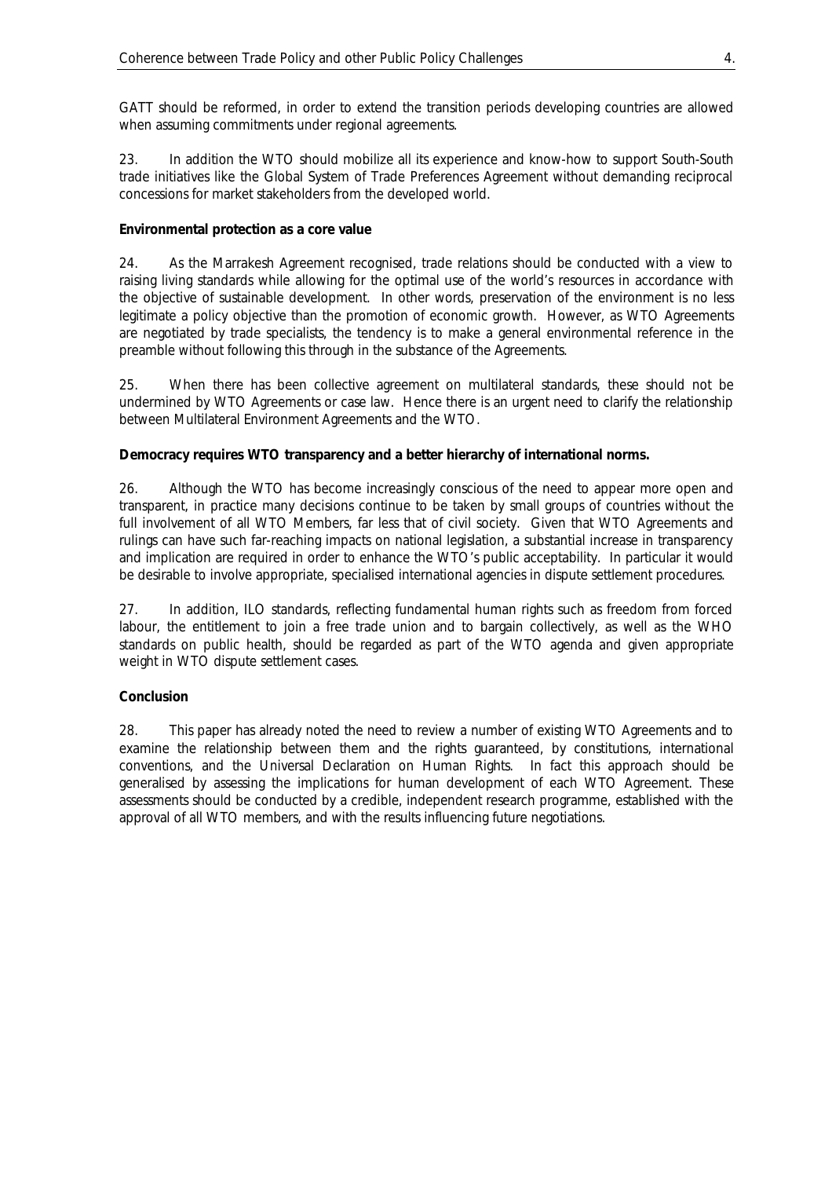GATT should be reformed, in order to extend the transition periods developing countries are allowed when assuming commitments under regional agreements.

23. In addition the WTO should mobilize all its experience and know-how to support South-South trade initiatives like the Global System of Trade Preferences Agreement without demanding reciprocal concessions for market stakeholders from the developed world.

**Environmental protection as a core value**

24. As the Marrakesh Agreement recognised, trade relations should be conducted with a view to raising living standards while allowing for the optimal use of the world's resources in accordance with the objective of sustainable development. In other words, preservation of the environment is no less legitimate a policy objective than the promotion of economic growth. However, as WTO Agreements are negotiated by trade specialists, the tendency is to make a general environmental reference in the preamble without following this through in the substance of the Agreements.

25. When there has been collective agreement on multilateral standards, these should not be undermined by WTO Agreements or case law. Hence there is an urgent need to clarify the relationship between Multilateral Environment Agreements and the WTO.

**Democracy requires WTO transparency and a better hierarchy of international norms.**

26. Although the WTO has become increasingly conscious of the need to appear more open and transparent, in practice many decisions continue to be taken by small groups of countries without the full involvement of all WTO Members, far less that of civil society. Given that WTO Agreements and rulings can have such far-reaching impacts on national legislation, a substantial increase in transparency and implication are required in order to enhance the WTO's public acceptability. In particular it would be desirable to involve appropriate, specialised international agencies in dispute settlement procedures.

27. In addition, ILO standards, reflecting fundamental human rights such as freedom from forced labour, the entitlement to join a free trade union and to bargain collectively, as well as the WHO standards on public health, should be regarded as part of the WTO agenda and given appropriate weight in WTO dispute settlement cases.

**Conclusion**

28. This paper has already noted the need to review a number of existing WTO Agreements and to examine the relationship between them and the rights guaranteed, by constitutions, international conventions, and the Universal Declaration on Human Rights. In fact this approach should be generalised by assessing the implications for human development of each WTO Agreement. These assessments should be conducted by a credible, independent research programme, established with the approval of all WTO members, and with the results influencing future negotiations.